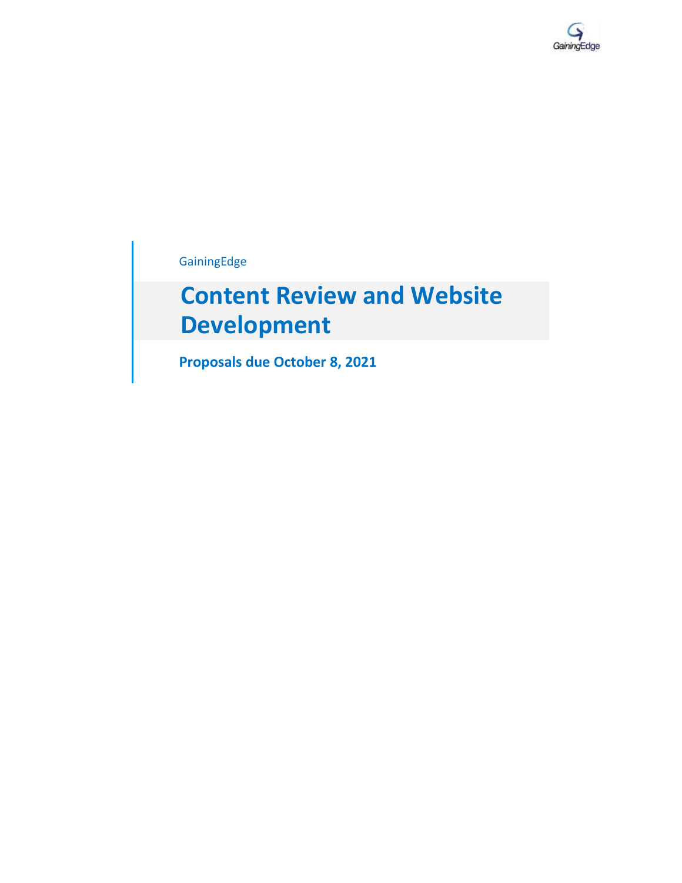GainingEdge

# Content Review and Website Development

**Proposals due October 8, 2021**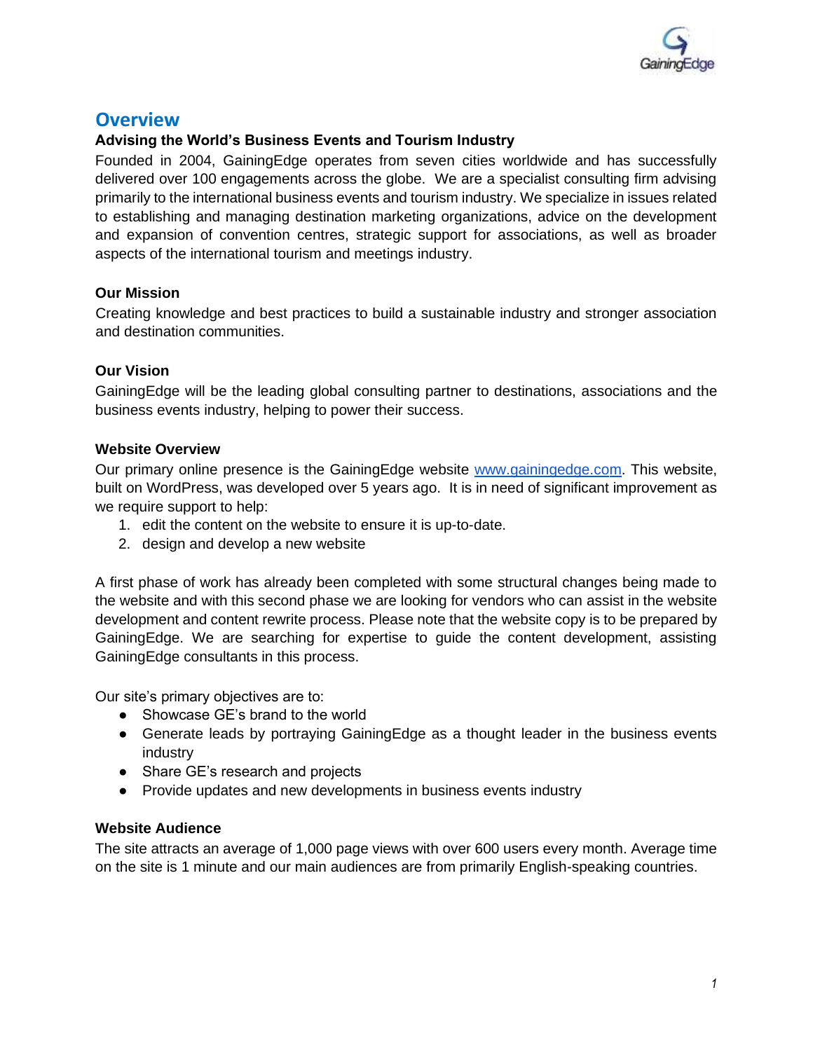## Overview

### Advising the World's Business Events and Tourism Industry

Founded in 2004, GainingEdge operates from seven cities worldwide and has successfully delivered over 100 engagements across the globe. We are a specialist consulting firm advising primarily to the international business events and tourism industry. We specialize in issues related to establishing and managing destination marketing organizations, advice on the development and expansion of convention centres, strategic support for associations, as well as broader aspects of the international tourism and meetings industry.

### Our Mission

Creating knowledge and best practices to build a sustainable industry and stronger association and destination communities.

### Our Vision

GainingEdge will be the leading global consulting partner to destinations, associations and the business events industry, helping to power their success.

### Website Overview

Our primary online presence is the GainingEdge website [www.gainingedge.com](http://www.gainingedge.com). This website, built on WordPress, was developed over 5 years ago. It is in need of significant improvement as we require support to help:

1. edit the content on the website to ensure it is up-to-date.
2. design and develop a new website

A first phase of work has already been completed with some structural changes being made to the website and with this second phase we are looking for vendors who can assist in the website development and content rewrite process. Please note that the website copy is to be prepared by GainingEdge. We are searching for expertise to guide the content development, assisting GainingEdge consultants in this process.

Our site's primary objectives are to:

- Showcase GE's brand to the world
- Generate leads by portraying GainingEdge as a thought leader in the business events industry
- Share GE's research and projects
- Provide updates and new developments in business events industry

### Website Audience

The site attracts an average of 1,000 page views with over 600 users every month. Average time on the site is 1 minute and our main audiences are from primarily English-speaking countries.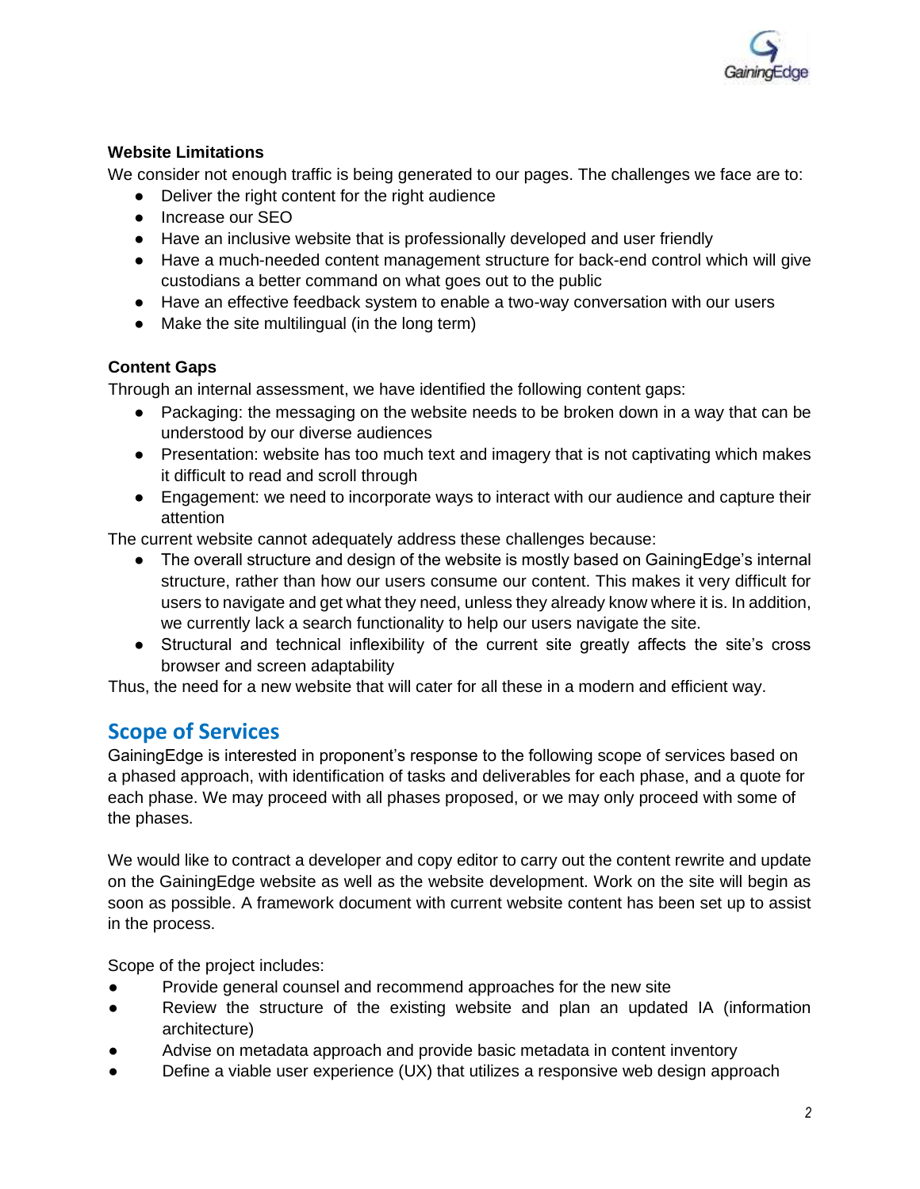### Website Limitations

We consider not enough traffic is being generated to our pages. The challenges we face are to:

- Deliver the right content for the right audience
- Increase our SEO
- Have an inclusive website that is professionally developed and user friendly
- Have a much-needed content management structure for back-end control which will give custodians a better command on what goes out to the public
- Have an effective feedback system to enable a two-way conversation with our users
- Make the site multilingual (in the long term)

### Content Gaps

Through an internal assessment, we have identified the following content gaps:

- Packaging: the messaging on the website needs to be broken down in a way that can be understood by our diverse audiences
- Presentation: website has too much text and imagery that is not captivating which makes it difficult to read and scroll through
- Engagement: we need to incorporate ways to interact with our audience and capture their attention

The current website cannot adequately address these challenges because:

- The overall structure and design of the website is mostly based on GainingEdge's internal structure, rather than how our users consume our content. This makes it very difficult for users to navigate and get what they need, unless they already know where it is. In addition, we currently lack a search functionality to help our users navigate the site.
- Structural and technical inflexibility of the current site greatly affects the site's cross browser and screen adaptability

Thus, the need for a new website that will cater for all these in a modern and efficient way.

## Scope of Services

GainingEdge is interested in proponent's response to the following scope of services based on a phased approach, with identification of tasks and deliverables for each phase, and a quote for each phase. We may proceed with all phases proposed, or we may only proceed with some of the phases.

We would like to contract a developer and copy editor to carry out the content rewrite and update on the GainingEdge website as well as the website development. Work on the site will begin as soon as possible. A framework document with current website content has been set up to assist in the process.

Scope of the project includes:

- Provide general counsel and recommend approaches for the new site
- Review the structure of the existing website and plan an updated IA (information architecture)
- Advise on metadata approach and provide basic metadata in content inventory
- Define a viable user experience (UX) that utilizes a responsive web design approach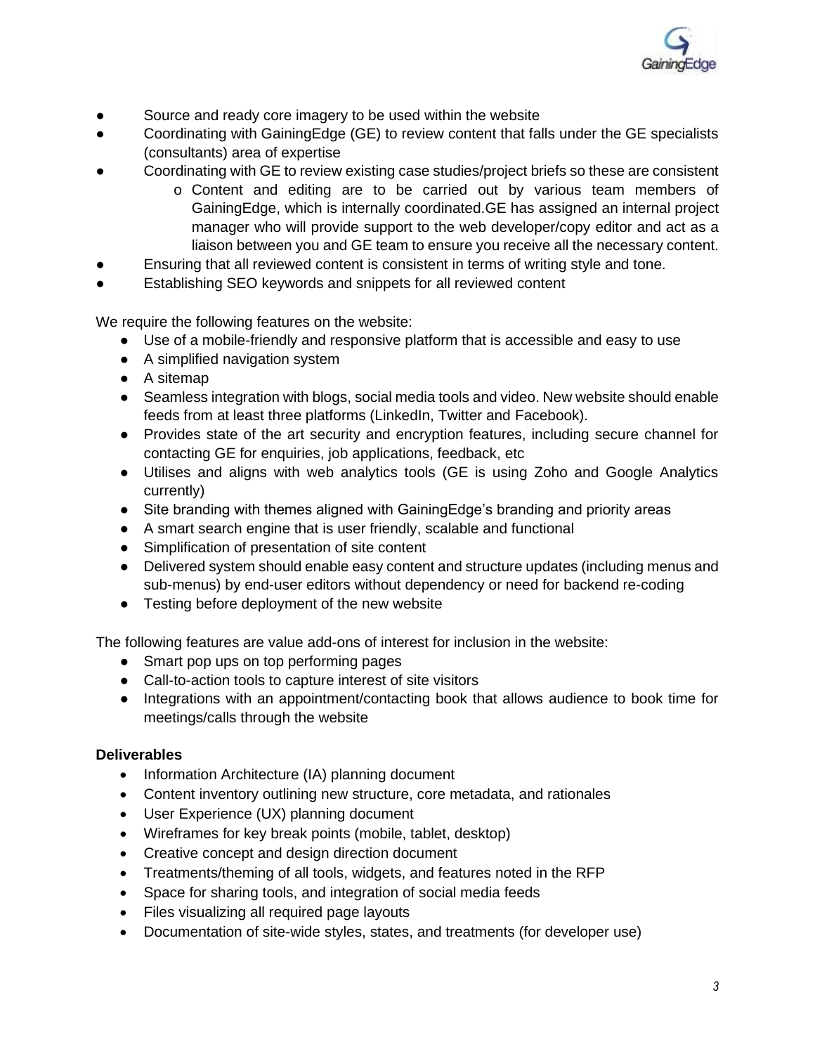- Source and ready core imagery to be used within the website
- Coordinating with GainingEdge (GE) to review content that falls under the GE specialists (consultants) area of expertise
- Coordinating with GE to review existing case studies/project briefs so these are consistent
    - Content and editing are to be carried out by various team members of GainingEdge, which is internally coordinated.GE has assigned an internal project manager who will provide support to the web developer/copy editor and act as a liaison between you and GE team to ensure you receive all the necessary content.
- Ensuring that all reviewed content is consistent in terms of writing style and tone.
- Establishing SEO keywords and snippets for all reviewed content

We require the following features on the website:

- Use of a mobile-friendly and responsive platform that is accessible and easy to use
- A simplified navigation system
- A sitemap
- Seamless integration with blogs, social media tools and video. New website should enable feeds from at least three platforms (LinkedIn, Twitter and Facebook).
- Provides state of the art security and encryption features, including secure channel for contacting GE for enquiries, job applications, feedback, etc
- Utilises and aligns with web analytics tools (GE is using Zoho and Google Analytics currently)
- Site branding with themes aligned with GainingEdge's branding and priority areas
- A smart search engine that is user friendly, scalable and functional
- Simplification of presentation of site content
- Delivered system should enable easy content and structure updates (including menus and sub-menus) by end-user editors without dependency or need for backend re-coding
- Testing before deployment of the new website

The following features are value add-ons of interest for inclusion in the website:

- Smart pop ups on top performing pages
- Call-to-action tools to capture interest of site visitors
- Integrations with an appointment/contacting book that allows audience to book time for meetings/calls through the website

**Deliverables**

- Information Architecture (IA) planning document
- Content inventory outlining new structure, core metadata, and rationales
- User Experience (UX) planning document
- Wireframes for key break points (mobile, tablet, desktop)
- Creative concept and design direction document
- Treatments/theming of all tools, widgets, and features noted in the RFP
- Space for sharing tools, and integration of social media feeds
- Files visualizing all required page layouts
- Documentation of site-wide styles, states, and treatments (for developer use)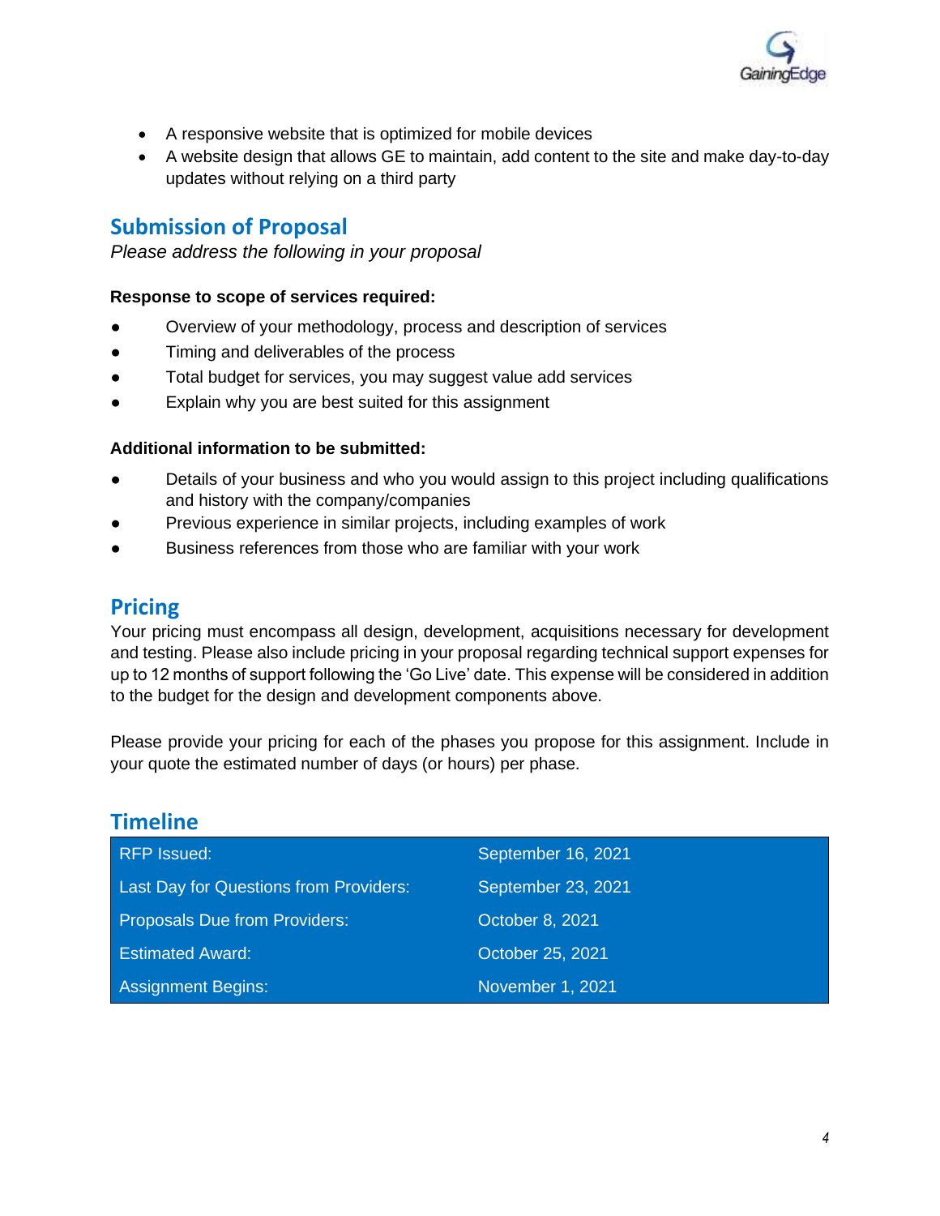- A responsive website that is optimized for mobile devices
- A website design that allows GE to maintain, add content to the site and make day-to-day updates without relying on a third party

## Submission of Proposal

*Please address the following in your proposal*

**Response to scope of services required:**

- Overview of your methodology, process and description of services
- Timing and deliverables of the process
- Total budget for services, you may suggest value add services
- Explain why you are best suited for this assignment

**Additional information to be submitted:**

- Details of your business and who you would assign to this project including qualifications and history with the company/companies
- Previous experience in similar projects, including examples of work
- Business references from those who are familiar with your work

## Pricing

Your pricing must encompass all design, development, acquisitions necessary for development and testing. Please also include pricing in your proposal regarding technical support expenses for up to 12 months of support following the 'Go Live' date. This expense will be considered in addition to the budget for the design and development components above.

Please provide your pricing for each of the phases you propose for this assignment. Include in your quote the estimated number of days (or hours) per phase.

## Timeline

| | |
|---|---|
| RFP Issued: | September 16, 2021 |
| Last Day for Questions from Providers: | September 23, 2021 |
| Proposals Due from Providers: | October 8, 2021 |
| Estimated Award: | October 25, 2021 |
| Assignment Begins: | November 1, 2021 |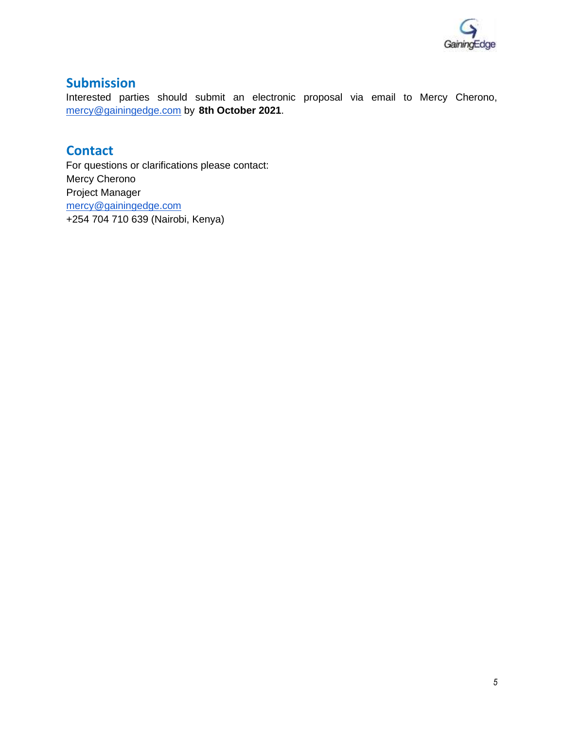## Submission

Interested parties should submit an electronic proposal via email to Mercy Cherono, mercy@gainingedge.com by **8th October 2021**.

## Contact

For questions or clarifications please contact:
Mercy Cherono
Project Manager
mercy@gainingedge.com
+254 704 710 639 (Nairobi, Kenya)